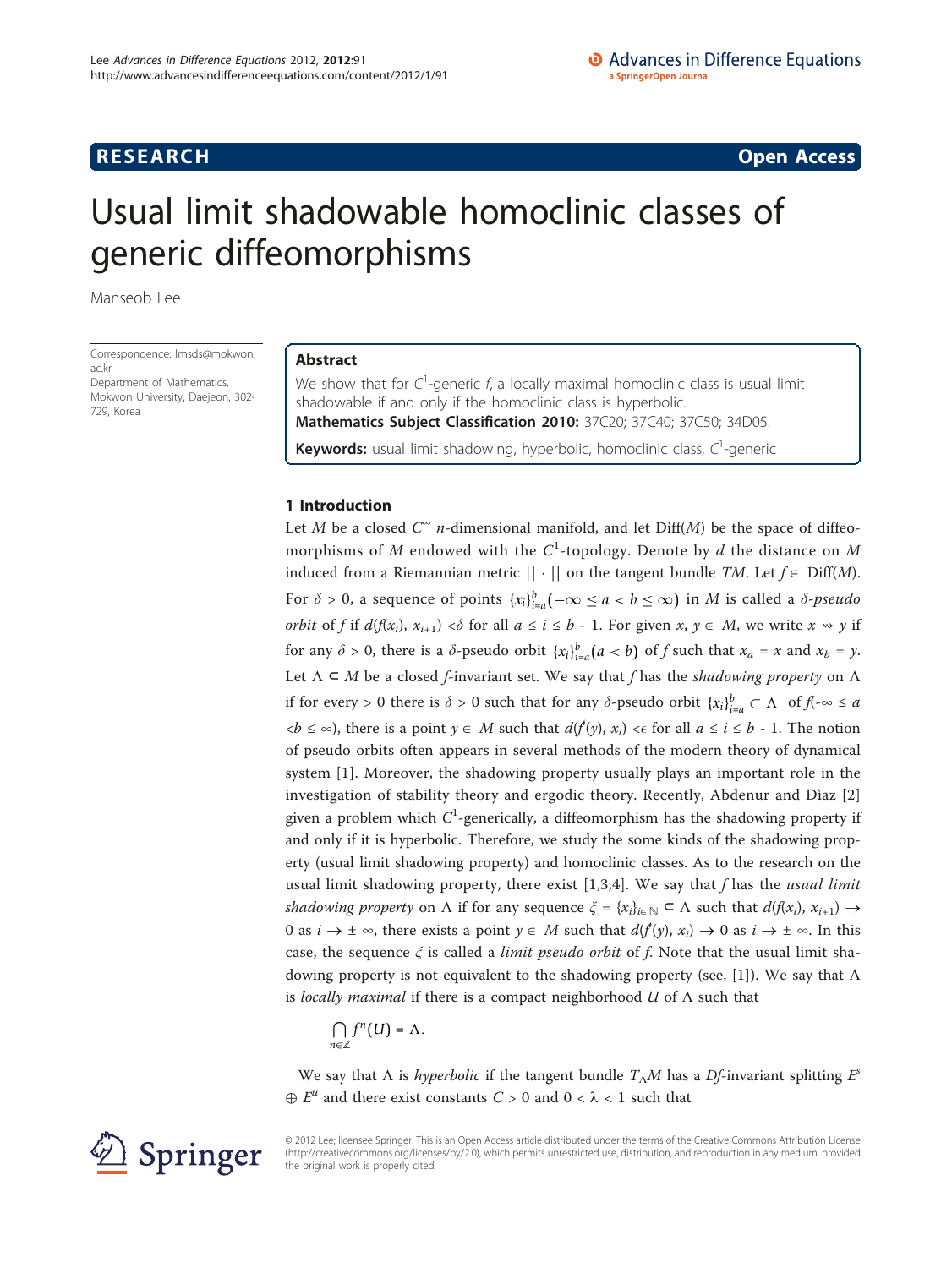RESEARCH Open Access

# Usual limit shadowable homoclinic classes of generic diffeomorphisms

Manseob Lee

Correspondence: lmsds@mokwon.ac.kr
Department of Mathematics, Mokwon University, Daejeon, 302-729, Korea

## Abstract

We show that for $C^1$-generic $f$, a locally maximal homoclinic class is usual limit shadowable if and only if the homoclinic class is hyperbolic.

**Mathematics Subject Classification 2010:** 37C20; 37C40; 37C50; 34D05.

**Keywords:** usual limit shadowing, hyperbolic, homoclinic class, $C^1$-generic

## 1 Introduction

Let $M$ be a closed $C^\infty$ $n$-dimensional manifold, and let Diff($M$) be the space of diffeomorphisms of $M$ endowed with the $C^1$-topology. Denote by $d$ the distance on $M$ induced from a Riemannian metric $|| \cdot ||$ on the tangent bundle $TM$. Let $f \in$ Diff($M$). For $\delta > 0$, a sequence of points $\{x_i\}_{i=a}^{b} (-\infty \leq a < b \leq \infty)$ in $M$ is called a *$\delta$-pseudo orbit* of $f$ if $d(f(x_i), x_{i+1}) < \delta$ for all $a \leq i \leq b - 1$. For given $x, y \in M$, we write $x \rightsquigarrow y$ if for any $\delta > 0$, there is a $\delta$-pseudo orbit $\{x_i\}_{i=a}^{b} (a < b)$ of $f$ such that $x_a = x$ and $x_b = y$. Let $\Lambda \subset M$ be a closed $f$-invariant set. We say that $f$ has the *shadowing property* on $\Lambda$ if for every > 0 there is $\delta > 0$ such that for any $\delta$-pseudo orbit $\{x_i\}_{i=a}^{b} \subset \Lambda$ of $f(-\infty \leq a < b \leq \infty)$, there is a point $y \in M$ such that $d(f^i(y), x_i) < \epsilon$ for all $a \leq i \leq b - 1$. The notion of pseudo orbits often appears in several methods of the modern theory of dynamical system [1]. Moreover, the shadowing property usually plays an important role in the investigation of stability theory and ergodic theory. Recently, Abdenur and Dìaz [2] given a problem which $C^1$-generically, a diffeomorphism has the shadowing property if and only if it is hyperbolic. Therefore, we study the some kinds of the shadowing property (usual limit shadowing property) and homoclinic classes. As to the research on the usual limit shadowing property, there exist [1,3,4]. We say that $f$ has the *usual limit shadowing property* on $\Lambda$ if for any sequence $\xi = \{x_i\}_{i \in \mathbb{N}} \subset \Lambda$ such that $d(f(x_i), x_{i+1}) \to 0$ as $i \to \pm \infty$, there exists a point $y \in M$ such that $d(f^i(y), x_i) \to 0$ as $i \to \pm \infty$. In this case, the sequence $\xi$ is called a *limit pseudo orbit* of $f$. Note that the usual limit shadowing property is not equivalent to the shadowing property (see, [1]). We say that $\Lambda$ is *locally maximal* if there is a compact neighborhood $U$ of $\Lambda$ such that

$$\bigcap_{n \in \mathbb{Z}} f^n(U) = \Lambda.$$

We say that $\Lambda$ is *hyperbolic* if the tangent bundle $T_\Lambda M$ has a $Df$-invariant splitting $E^s \oplus E^u$ and there exist constants $C > 0$ and $0 < \lambda < 1$ such that

© 2012 Lee; licensee Springer. This is an Open Access article distributed under the terms of the Creative Commons Attribution License (http://creativecommons.org/licenses/by/2.0), which permits unrestricted use, distribution, and reproduction in any medium, provided the original work is properly cited.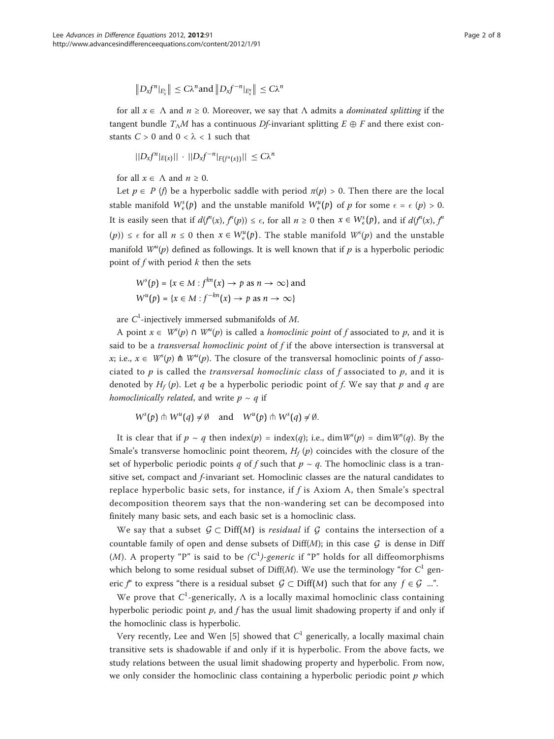$$\|D_x f^n|_{E^s_x}\| \leq C\lambda^n \text{and} \|D_x f^{-n}|_{E^u_x}\| \leq C\lambda^n$$

for all $x \in \Lambda$ and $n \geq 0$. Moreover, we say that $\Lambda$ admits a *dominated splitting* if the tangent bundle $T_\Lambda M$ has a continuous $Df$-invariant splitting $E \oplus F$ and there exist constants $C > 0$ and $0 < \lambda < 1$ such that

$$||D_x f^n|_{E(x)}|| \cdot ||D_x f^{-n}|_{F(f^n(x))}|| \leq C\lambda^n$$

for all $x \in \Lambda$ and $n \geq 0$.

Let $p \in P(f)$ be a hyperbolic saddle with period $\pi(p) > 0$. Then there are the local stable manifold $W^s_\epsilon(p)$ and the unstable manifold $W^u_\epsilon(p)$ of $p$ for some $\epsilon = \epsilon(p) > 0$. It is easily seen that if $d(f^n(x), f^n(p)) \leq \epsilon$, for all $n \geq 0$ then $x \in W^s_\epsilon(p)$, and if $d(f^n(x), f^n(p)) \leq \epsilon$ for all $n \leq 0$ then $x \in W^u_\epsilon(p)$. The stable manifold $W^s(p)$ and the unstable manifold $W^u(p)$ defined as followings. It is well known that if $p$ is a hyperbolic periodic point of $f$ with period $k$ then the sets

$$W^s(p) = \{x \in M : f^{kn}(x) \to p \text{ as } n \to \infty\} \text{ and}$$
$$W^u(p) = \{x \in M : f^{-kn}(x) \to p \text{ as } n \to \infty\}$$

are $C^1$-injectively immersed submanifolds of $M$.

A point $x \in W^s(p) \cap W^u(p)$ is called a *homoclinic point* of $f$ associated to $p$, and it is said to be a *transversal homoclinic point* of $f$ if the above intersection is transversal at $x$; i.e., $x \in W^s(p) \pitchfork W^u(p)$. The closure of the transversal homoclinic points of $f$ associated to $p$ is called the *transversal homoclinic class* of $f$ associated to $p$, and it is denoted by $H_f(p)$. Let $q$ be a hyperbolic periodic point of $f$. We say that $p$ and $q$ are *homoclinically related*, and write $p \sim q$ if

$$W^s(p) \pitchfork W^u(q) \neq \emptyset \quad \text{and} \quad W^u(p) \pitchfork W^s(q) \neq \emptyset.$$

It is clear that if $p \sim q$ then index$(p)$ = index$(q)$; i.e., $\dim W^s(p) = \dim W^s(q)$. By the Smale's transverse homoclinic point theorem, $H_f(p)$ coincides with the closure of the set of hyperbolic periodic points $q$ of $f$ such that $p \sim q$. The homoclinic class is a transitive set, compact and $f$-invariant set. Homoclinic classes are the natural candidates to replace hyperbolic basic sets, for instance, if $f$ is Axiom A, then Smale's spectral decomposition theorem says that the non-wandering set can be decomposed into finitely many basic sets, and each basic set is a homoclinic class.

We say that a subset $\mathcal{G} \subset \text{Diff}(M)$ is *residual* if $\mathcal{G}$ contains the intersection of a countable family of open and dense subsets of Diff$(M)$; in this case $\mathcal{G}$ is dense in Diff$(M)$. A property "P" is said to be *($C^1$)-generic* if "P" holds for all diffeomorphisms which belong to some residual subset of Diff$(M)$. We use the terminology "for $C^1$ generic $f$" to express "there is a residual subset $\mathcal{G} \subset \text{Diff}(M)$ such that for any $f \in \mathcal{G}$ ...".

We prove that $C^1$-generically, $\Lambda$ is a locally maximal homoclinic class containing hyperbolic periodic point $p$, and $f$ has the usual limit shadowing property if and only if the homoclinic class is hyperbolic.

Very recently, Lee and Wen [5] showed that $C^1$ generically, a locally maximal chain transitive sets is shadowable if and only if it is hyperbolic. From the above facts, we study relations between the usual limit shadowing property and hyperbolic. From now, we only consider the homoclinic class containing a hyperbolic periodic point $p$ which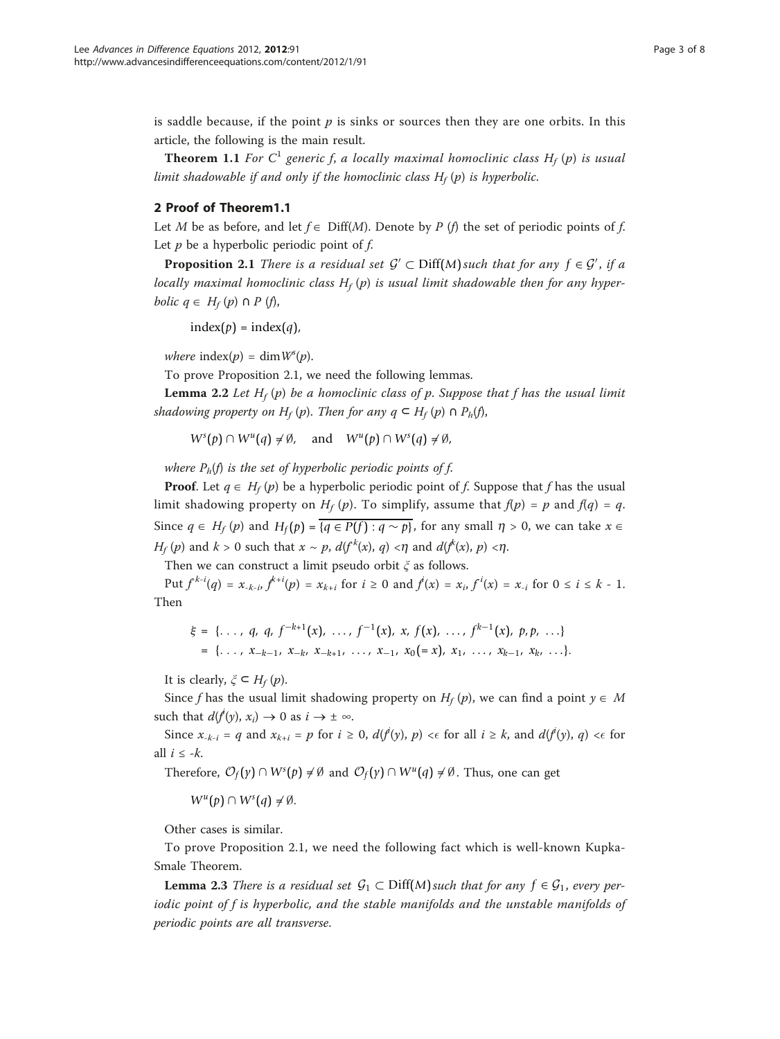is saddle because, if the point $p$ is sinks or sources then they are one orbits. In this article, the following is the main result.

**Theorem 1.1** *For $C^1$ generic f, a locally maximal homoclinic class $H_f(p)$ is usual limit shadowable if and only if the homoclinic class $H_f(p)$ is hyperbolic.*

## 2 Proof of Theorem1.1

Let $M$ be as before, and let $f \in$ Diff($M$). Denote by $P(f)$ the set of periodic points of $f$. Let $p$ be a hyperbolic periodic point of $f$.

**Proposition 2.1** *There is a residual set $\mathcal{G}' \subset \text{Diff}(M)$ such that for any $f \in \mathcal{G}'$, if a locally maximal homoclinic class $H_f(p)$ is usual limit shadowable then for any hyperbolic $q \in H_f(p) \cap P(f)$,*

$$\text{index}(p) = \text{index}(q),$$

*where* $\text{index}(p) = \dim W^s(p)$.

To prove Proposition 2.1, we need the following lemmas.

**Lemma 2.2** *Let $H_f(p)$ be a homoclinic class of p. Suppose that f has the usual limit shadowing property on $H_f(p)$. Then for any $q \subset H_f(p) \cap P_h(f)$,*

$$W^s(p) \cap W^u(q) \neq \emptyset, \quad \text{and} \quad W^u(p) \cap W^s(q) \neq \emptyset,$$

*where $P_h(f)$ is the set of hyperbolic periodic points of f.*

**Proof**. Let $q \in H_f(p)$ be a hyperbolic periodic point of $f$. Suppose that $f$ has the usual limit shadowing property on $H_f(p)$. To simplify, assume that $f(p) = p$ and $f(q) = q$. Since $q \in H_f(p)$ and $H_f(p) = \overline{\{q \in P(f) : q \sim p\}}$, for any small $\eta > 0$, we can take $x \in H_f(p)$ and $k > 0$ such that $x \sim p$, $d(f^{-k}(x), q) < \eta$ and $d(f^k(x), p) < \eta$.

Then we can construct a limit pseudo orbit $\xi$ as follows.

Put $f^{k-i}(q) = x_{-k-i}$, $f^{k+i}(p) = x_{k+i}$ for $i \geq 0$ and $f^i(x) = x_i$, $f^{-i}(x) = x_{-i}$ for $0 \leq i \leq k - 1$. Then

$$\begin{aligned}\xi &= \{\ldots, q, q, f^{-k+1}(x), \ldots, f^{-1}(x), x, f(x), \ldots, f^{k-1}(x), p, p, \ldots\} \\ &= \{\ldots, x_{-k-1}, x_{-k}, x_{-k+1}, \ldots, x_{-1}, x_0(= x), x_1, \ldots, x_{k-1}, x_k, \ldots\}.\end{aligned}$$

It is clearly, $\xi \subset H_f(p)$.

Since $f$ has the usual limit shadowing property on $H_f(p)$, we can find a point $y \in M$ such that $d(f^i(y), x_i) \to 0$ as $i \to \pm\infty$.

Since $x_{-k-i} = q$ and $x_{k+i} = p$ for $i \geq 0$, $d(f^i(y), p) < \epsilon$ for all $i \geq k$, and $d(f^i(y), q) < \epsilon$ for all $i \leq -k$.

Therefore, $\mathcal{O}_f(y) \cap W^s(p) \neq \emptyset$ and $\mathcal{O}_f(y) \cap W^u(q) \neq \emptyset$. Thus, one can get

$$W^u(p) \cap W^s(q) \neq \emptyset.$$

Other cases is similar.

To prove Proposition 2.1, we need the following fact which is well-known Kupka-Smale Theorem.

**Lemma 2.3** *There is a residual set $\mathcal{G}_1 \subset \text{Diff}(M)$ such that for any $f \in \mathcal{G}_1$, every periodic point of f is hyperbolic, and the stable manifolds and the unstable manifolds of periodic points are all transverse.*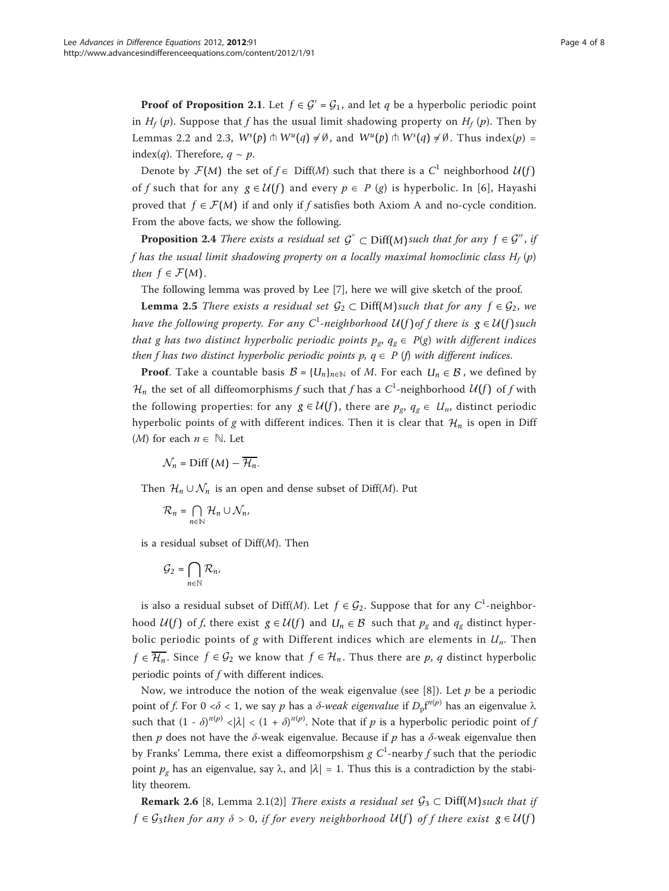**Proof of Proposition 2.1**. Let $f \in \mathcal{G}' = \mathcal{G}_1$, and let $q$ be a hyperbolic periodic point in $H_f(p)$. Suppose that $f$ has the usual limit shadowing property on $H_f(p)$. Then by Lemmas 2.2 and 2.3, $W^s(p) \pitchfork W^u(q) \neq \emptyset$, and $W^u(p) \pitchfork W^s(q) \neq \emptyset$. Thus index$(p)$ = index$(q)$. Therefore, $q \sim p$.

Denote by $\mathcal{F}(M)$ the set of $f \in$ Diff$(M)$ such that there is a $C^1$ neighborhood $\mathcal{U}(f)$ of $f$ such that for any $g \in \mathcal{U}(f)$ and every $p \in P(g)$ is hyperbolic. In [6], Hayashi proved that $f \in \mathcal{F}(M)$ if and only if $f$ satisfies both Axiom A and no-cycle condition. From the above facts, we show the following.

**Proposition 2.4** *There exists a residual set $\mathcal{G}'' \subset$ Diff$(M)$ such that for any $f \in \mathcal{G}''$, if $f$ has the usual limit shadowing property on a locally maximal homoclinic class $H_f(p)$ then $f \in \mathcal{F}(M)$.*

The following lemma was proved by Lee [7], here we will give sketch of the proof.

**Lemma 2.5** *There exists a residual set $\mathcal{G}_2 \subset$ Diff$(M)$ such that for any $f \in \mathcal{G}_2$, we have the following property. For any $C^1$-neighborhood $\mathcal{U}(f)$ of $f$ there is $g \in \mathcal{U}(f)$ such that $g$ has two distinct hyperbolic periodic points $p_g$, $q_g \in P(g)$ with different indices then $f$ has two distinct hyperbolic periodic points $p$, $q \in P(f)$ with different indices.*

**Proof**. Take a countable basis $\mathcal{B} = \{U_n\}_{n\in\mathbb{N}}$ of $M$. For each $U_n \in \mathcal{B}$, we defined by $\mathcal{H}_n$ the set of all diffeomorphisms $f$ such that $f$ has a $C^1$-neighborhood $\mathcal{U}(f)$ of $f$ with the following properties: for any $g \in \mathcal{U}(f)$, there are $p_g$, $q_g \in U_n$, distinct periodic hyperbolic points of $g$ with different indices. Then it is clear that $\mathcal{H}_n$ is open in Diff $(M)$ for each $n \in \mathbb{N}$. Let

$$\mathcal{N}_n = \text{Diff}\,(M) - \overline{\mathcal{H}_n}.$$

Then $\mathcal{H}_n \cup \mathcal{N}_n$ is an open and dense subset of Diff$(M)$. Put

$$\mathcal{R}_n = \bigcap_{n\in\mathbb{N}} \mathcal{H}_n \cup \mathcal{N}_n,$$

is a residual subset of Diff$(M)$. Then

$$\mathcal{G}_2 = \bigcap_{n\in\mathbb{N}} \mathcal{R}_n,$$

is also a residual subset of Diff$(M)$. Let $f \in \mathcal{G}_2$. Suppose that for any $C^1$-neighborhood $\mathcal{U}(f)$ of $f$, there exist $g \in \mathcal{U}(f)$ and $U_n \in \mathcal{B}$ such that $p_g$ and $q_g$ distinct hyperbolic periodic points of $g$ with Different indices which are elements in $U_n$. Then $f \in \overline{\mathcal{H}_n}$. Since $f \in \mathcal{G}_2$ we know that $f \in \mathcal{H}_n$. Thus there are $p$, $q$ distinct hyperbolic periodic points of $f$ with different indices.

Now, we introduce the notion of the weak eigenvalue (see [8]). Let $p$ be a periodic point of $f$. For $0 < \delta < 1$, we say $p$ has a *$\delta$-weak eigenvalue* if $D_p f^{\pi(p)}$ has an eigenvalue $\lambda$ such that $(1 - \delta)^{\pi(p)} < |\lambda| < (1 + \delta)^{\pi(p)}$. Note that if $p$ is a hyperbolic periodic point of $f$ then $p$ does not have the $\delta$-weak eigenvalue. Because if $p$ has a $\delta$-weak eigenvalue then by Franks' Lemma, there exist a diffeomorpshism $g$ $C^1$-nearby $f$ such that the periodic point $p_g$ has an eigenvalue, say $\lambda$, and $|\lambda| = 1$. Thus this is a contradiction by the stability theorem.

**Remark 2.6** [8, Lemma 2.1(2)] *There exists a residual set $\mathcal{G}_3 \subset$ Diff$(M)$ such that if $f \in \mathcal{G}_3$ then for any $\delta > 0$, if for every neighborhood $\mathcal{U}(f)$ of $f$ there exist $g \in \mathcal{U}(f)$*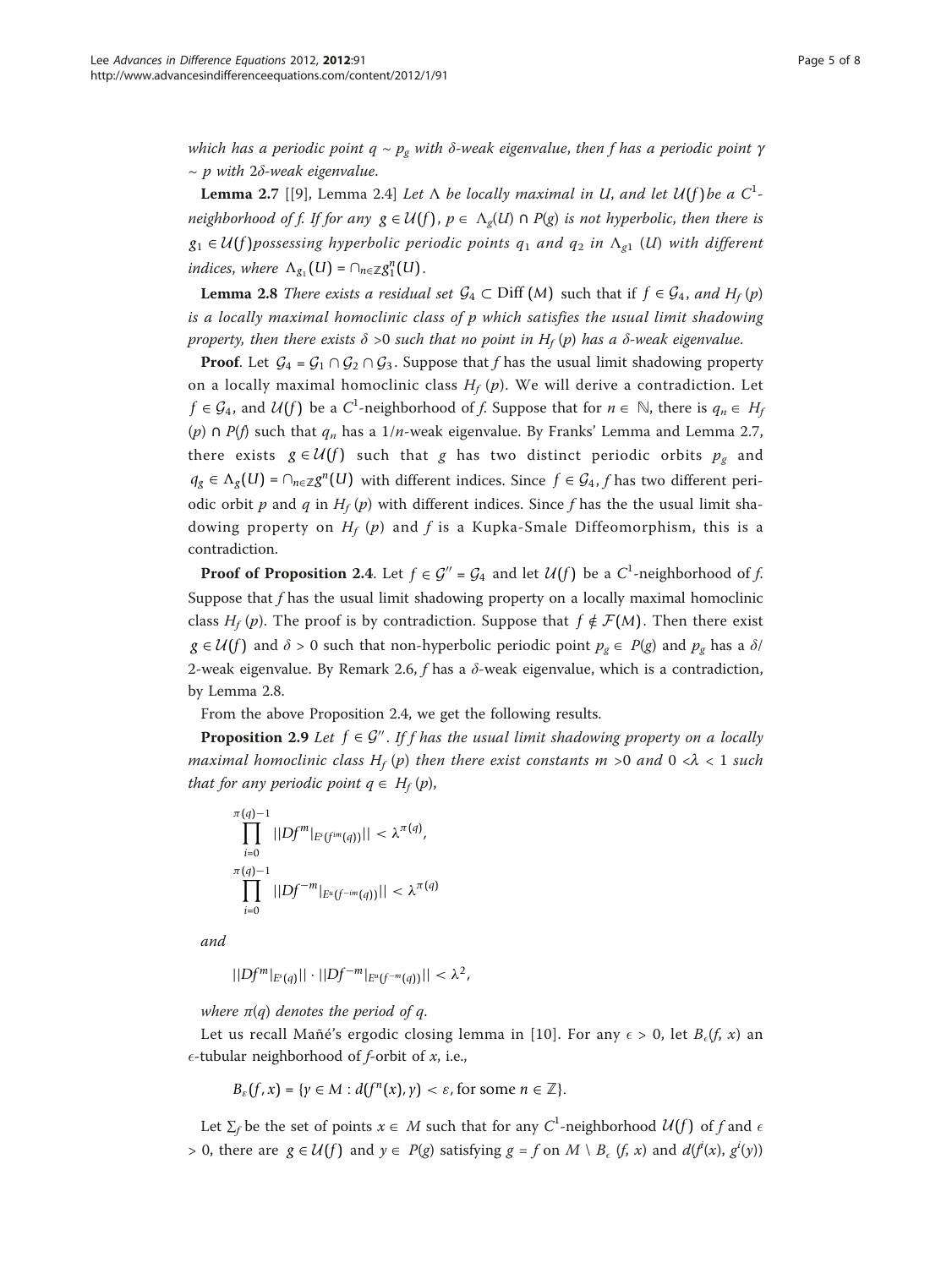*which has a periodic point $q \sim p_g$ with $\delta$-weak eigenvalue, then f has a periodic point $\gamma \sim p$ with $2\delta$-weak eigenvalue.*

**Lemma 2.7** [[9], Lemma 2.4] *Let $\Lambda$ be locally maximal in U, and let $\mathcal{U}(f)$ be a $C^1$-neighborhood of f. If for any $g \in \mathcal{U}(f)$, $p \in \Lambda_g(U) \cap P(g)$ is not hyperbolic, then there is $g_1 \in \mathcal{U}(f)$ possessing hyperbolic periodic points $q_1$ and $q_2$ in $\Lambda_{g1}(U)$ with different indices, where $\Lambda_{g_1}(U) = \cap_{n\in\mathbb{Z}} g_1^n(U)$.*

**Lemma 2.8** *There exists a residual set $\mathcal{G}_4 \subset \text{Diff}(M)$ such that if $f \in \mathcal{G}_4$, and $H_f(p)$ is a locally maximal homoclinic class of p which satisfies the usual limit shadowing property, then there exists $\delta > 0$ such that no point in $H_f(p)$ has a $\delta$-weak eigenvalue.*

**Proof**. Let $\mathcal{G}_4 = \mathcal{G}_1 \cap \mathcal{G}_2 \cap \mathcal{G}_3$. Suppose that $f$ has the usual limit shadowing property on a locally maximal homoclinic class $H_f(p)$. We will derive a contradiction. Let $f \in \mathcal{G}_4$, and $\mathcal{U}(f)$ be a $C^1$-neighborhood of $f$. Suppose that for $n \in \mathbb{N}$, there is $q_n \in H_f(p) \cap P(f)$ such that $q_n$ has a $1/n$-weak eigenvalue. By Franks' Lemma and Lemma 2.7, there exists $g \in \mathcal{U}(f)$ such that $g$ has two distinct periodic orbits $p_g$ and $q_g \in \Lambda_g(U) = \cap_{n\in\mathbb{Z}} g^n(U)$ with different indices. Since $f \in \mathcal{G}_4$, $f$ has two different periodic orbit $p$ and $q$ in $H_f(p)$ with different indices. Since $f$ has the the usual limit shadowing property on $H_f(p)$ and $f$ is a Kupka-Smale Diffeomorphism, this is a contradiction.

**Proof of Proposition 2.4**. Let $f \in \mathcal{G}'' = \mathcal{G}_4$ and let $\mathcal{U}(f)$ be a $C^1$-neighborhood of $f$. Suppose that $f$ has the usual limit shadowing property on a locally maximal homoclinic class $H_f(p)$. The proof is by contradiction. Suppose that $f \notin \mathcal{F}(M)$. Then there exist $g \in \mathcal{U}(f)$ and $\delta > 0$ such that non-hyperbolic periodic point $p_g \in P(g)$ and $p_g$ has a $\delta/2$-weak eigenvalue. By Remark 2.6, $f$ has a $\delta$-weak eigenvalue, which is a contradiction, by Lemma 2.8.

From the above Proposition 2.4, we get the following results.

**Proposition 2.9** *Let $f \in \mathcal{G}''$. If f has the usual limit shadowing property on a locally maximal homoclinic class $H_f(p)$ then there exist constants $m > 0$ and $0 < \lambda < 1$ such that for any periodic point $q \in H_f(p)$,*

$$\prod_{i=0}^{\pi(q)-1} ||Df^m|_{E^s(f^{im}(q))}|| < \lambda^{\pi(q)},$$
$$\prod_{i=0}^{\pi(q)-1} ||Df^{-m}|_{E^u(f^{-im}(q))}|| < \lambda^{\pi(q)}$$

*and*

$$||Df^m|_{E^s(q)}|| \cdot ||Df^{-m}|_{E^u(f^{-m}(q))}|| < \lambda^2,$$

*where $\pi(q)$ denotes the period of q.*

Let us recall Mañé's ergodic closing lemma in [10]. For any $\epsilon > 0$, let $B_\epsilon(f, x)$ an $\epsilon$-tubular neighborhood of $f$-orbit of $x$, i.e.,

$$B_\varepsilon(f, x) = \{y \in M : d(f^n(x), y) < \varepsilon, \text{ for some } n \in \mathbb{Z}\}.$$

Let $\Sigma_f$ be the set of points $x \in M$ such that for any $C^1$-neighborhood $\mathcal{U}(f)$ of $f$ and $\epsilon > 0$, there are $g \in \mathcal{U}(f)$ and $y \in P(g)$ satisfying $g = f$ on $M \setminus B_\epsilon(f, x)$ and $d(f^i(x), g^i(y))$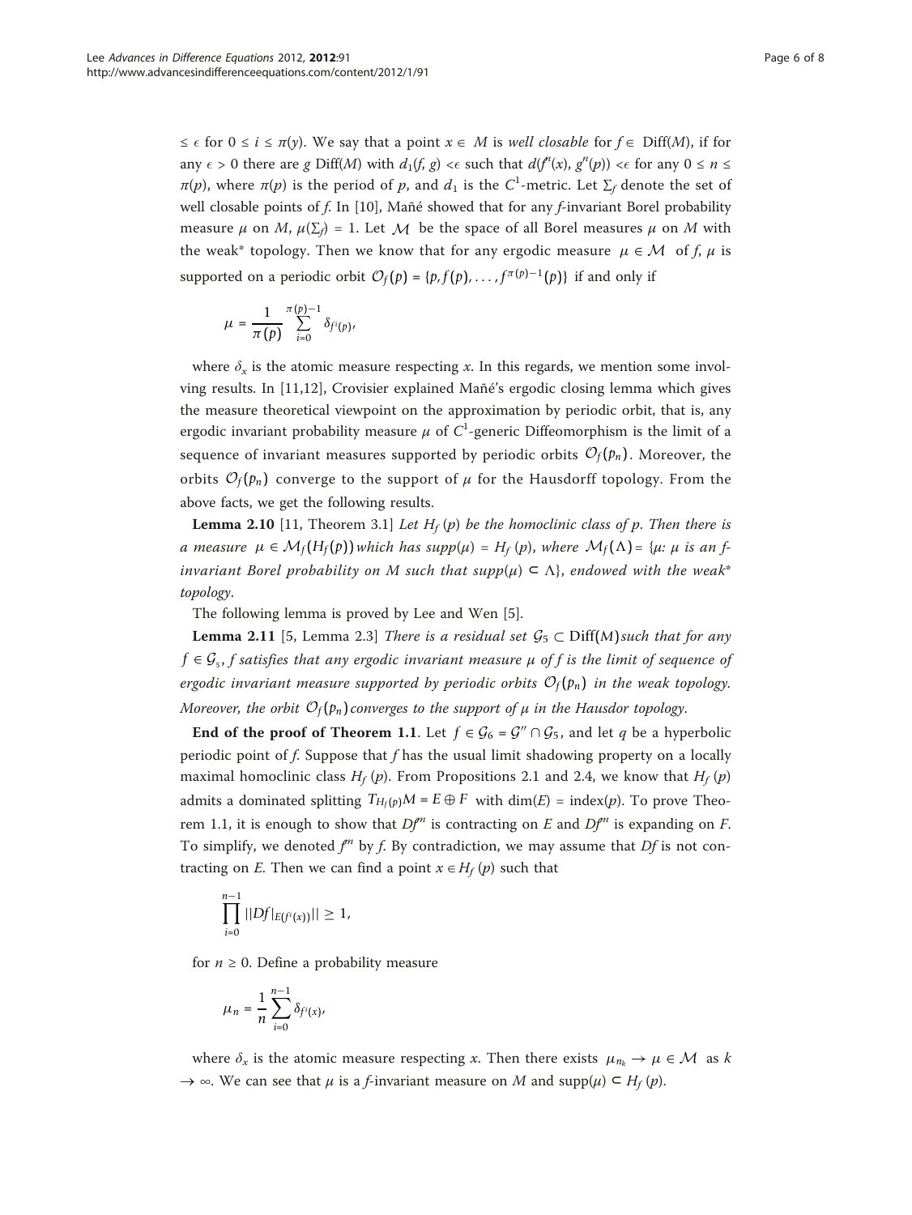$\leq \epsilon$ for $0 \leq i \leq \pi(y)$. We say that a point $x \in M$ is *well closable* for $f \in \text{Diff}(M)$, if for any $\epsilon > 0$ there are $g$ Diff$(M)$ with $d_1(f, g) < \epsilon$ such that $d(f^n(x), g^n(p)) < \epsilon$ for any $0 \leq n \leq \pi(p)$, where $\pi(p)$ is the period of $p$, and $d_1$ is the $C^1$-metric. Let $\Sigma_f$ denote the set of well closable points of $f$. In [10], Mañé showed that for any $f$-invariant Borel probability measure $\mu$ on $M$, $\mu(\Sigma_f) = 1$. Let $\mathcal{M}$ be the space of all Borel measures $\mu$ on $M$ with the weak* topology. Then we know that for any ergodic measure $\mu \in \mathcal{M}$ of $f$, $\mu$ is supported on a periodic orbit $\mathcal{O}_f(p) = \{p, f(p), \ldots, f^{\pi(p)-1}(p)\}$ if and only if

$$\mu = \frac{1}{\pi(p)} \sum_{i=0}^{\pi(p)-1} \delta_{f^i(p)},$$

where $\delta_x$ is the atomic measure respecting $x$. In this regards, we mention some involving results. In [11,12], Crovisier explained Mañé's ergodic closing lemma which gives the measure theoretical viewpoint on the approximation by periodic orbit, that is, any ergodic invariant probability measure $\mu$ of $C^1$-generic Diffeomorphism is the limit of a sequence of invariant measures supported by periodic orbits $\mathcal{O}_f(p_n)$. Moreover, the orbits $\mathcal{O}_f(p_n)$ converge to the support of $\mu$ for the Hausdorff topology. From the above facts, we get the following results.

**Lemma 2.10** [11, Theorem 3.1] *Let $H_f(p)$ be the homoclinic class of $p$. Then there is a measure $\mu \in \mathcal{M}_f(H_f(p))$ which has $supp(\mu) = H_f(p)$, where $\mathcal{M}_f(\Lambda) = \{\mu$: $\mu$ is an $f$-invariant Borel probability on $M$ such that $supp(\mu) \subset \Lambda\}$, endowed with the weak* topology.*

The following lemma is proved by Lee and Wen [5].

**Lemma 2.11** [5, Lemma 2.3] *There is a residual set $\mathcal{G}_5 \subset \text{Diff}(M)$ such that for any $f \in \mathcal{G}_5$, $f$ satisfies that any ergodic invariant measure $\mu$ of $f$ is the limit of sequence of ergodic invariant measure supported by periodic orbits $\mathcal{O}_f(p_n)$ in the weak topology. Moreover, the orbit $\mathcal{O}_f(p_n)$ converges to the support of $\mu$ in the Hausdor topology.*

**End of the proof of Theorem 1.1**. Let $f \in \mathcal{G}_6 = \mathcal{G}'' \cap \mathcal{G}_5$, and let $q$ be a hyperbolic periodic point of $f$. Suppose that $f$ has the usual limit shadowing property on a locally maximal homoclinic class $H_f(p)$. From Propositions 2.1 and 2.4, we know that $H_f(p)$ admits a dominated splitting $T_{H_f(p)}M = E \oplus F$ with $\dim(E) = \text{index}(p)$. To prove Theorem 1.1, it is enough to show that $Df^m$ is contracting on $E$ and $Df^m$ is expanding on $F$. To simplify, we denoted $f^m$ by $f$. By contradiction, we may assume that $Df$ is not contracting on $E$. Then we can find a point $x \in H_f(p)$ such that

$$\prod_{i=0}^{n-1} ||Df|_{E(f^i(x))}|| \geq 1,$$

for $n \geq 0$. Define a probability measure

$$\mu_n = \frac{1}{n} \sum_{i=0}^{n-1} \delta_{f^i(x)},$$

where $\delta_x$ is the atomic measure respecting $x$. Then there exists $\mu_{n_k} \to \mu \in \mathcal{M}$ as $k \to \infty$. We can see that $\mu$ is a $f$-invariant measure on $M$ and $\text{supp}(\mu) \subset H_f(p)$.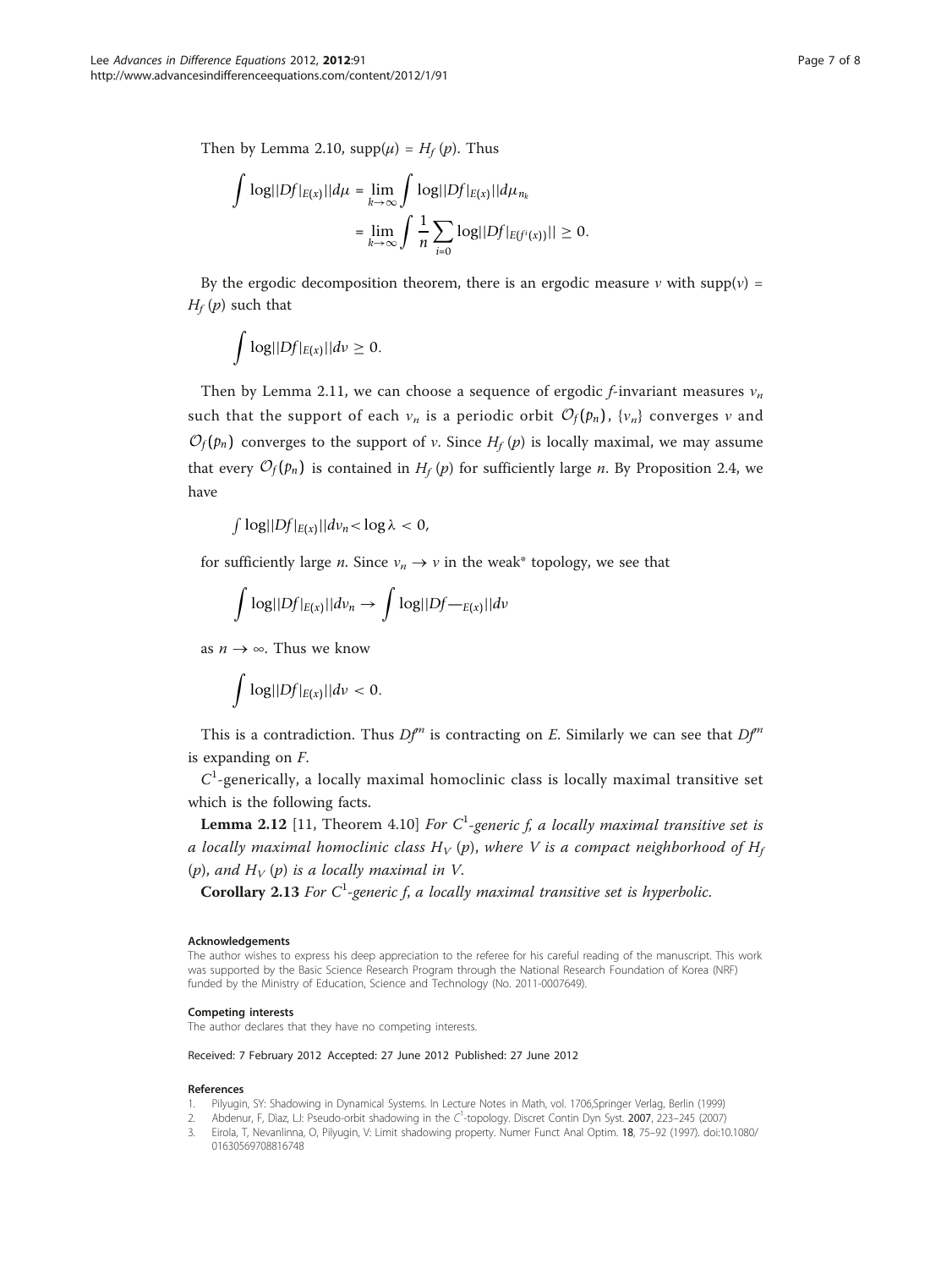Then by Lemma 2.10, $\text{supp}(\mu) = H_f(p)$. Thus

$$\int \log||Df|_{E(x)}||d\mu = \lim_{k\to\infty} \int \log||Df|_{E(x)}||d\mu_{n_k}$$
$$= \lim_{k\to\infty} \int \frac{1}{n} \sum_{i=0} \log||Df|_{E(f^i(x))}|| \geq 0.$$

By the ergodic decomposition theorem, there is an ergodic measure $\nu$ with $\text{supp}(\nu) = H_f(p)$ such that

$$\int \log||Df|_{E(x)}||d\nu \geq 0.$$

Then by Lemma 2.11, we can choose a sequence of ergodic $f$-invariant measures $\nu_n$ such that the support of each $\nu_n$ is a periodic orbit $\mathcal{O}_f(p_n)$, $\{\nu_n\}$ converges $\nu$ and $\mathcal{O}_f(p_n)$ converges to the support of $\nu$. Since $H_f(p)$ is locally maximal, we may assume that every $\mathcal{O}_f(p_n)$ is contained in $H_f(p)$ for sufficiently large $n$. By Proposition 2.4, we have

$$\int \log||Df|_{E(x)}||d\nu_n < \log\lambda < 0,$$

for sufficiently large $n$. Since $\nu_n \to \nu$ in the weak* topology, we see that

$$\int \log||Df|_{E(x)}||d\nu_n \to \int \log||Df—_{E(x)}||d\nu$$

as $n \to \infty$. Thus we know

$$\int \log||Df|_{E(x)}||d\nu < 0.$$

This is a contradiction. Thus $Df^m$ is contracting on $E$. Similarly we can see that $Df^m$ is expanding on $F$.

$C^1$-generically, a locally maximal homoclinic class is locally maximal transitive set which is the following facts.

**Lemma 2.12** [11, Theorem 4.10] *For $C^1$-generic $f$, a locally maximal transitive set is a locally maximal homoclinic class $H_V(p)$, where $V$ is a compact neighborhood of $H_f(p)$, and $H_V(p)$ is a locally maximal in $V$.*

**Corollary 2.13** *For $C^1$-generic $f$, a locally maximal transitive set is hyperbolic.*

#### Acknowledgements

The author wishes to express his deep appreciation to the referee for his careful reading of the manuscript. This work was supported by the Basic Science Research Program through the National Research Foundation of Korea (NRF) funded by the Ministry of Education, Science and Technology (No. 2011-0007649).

#### Competing interests

The author declares that they have no competing interests.

Received: 7 February 2012 Accepted: 27 June 2012 Published: 27 June 2012

#### References

1. Pilyugin, SY: Shadowing in Dynamical Systems. In Lecture Notes in Math, vol. 1706,Springer Verlag, Berlin (1999)
2. Abdenur, F, Diaz, LJ: Pseudo-orbit shadowing in the $C^1$-topology. Discret Contin Dyn Syst. **2007**, 223–245 (2007)
3. Eirola, T, Nevanlinna, O, Pilyugin, V: Limit shadowing property. Numer Funct Anal Optim. **18**, 75–92 (1997). doi:10.1080/01630569708816748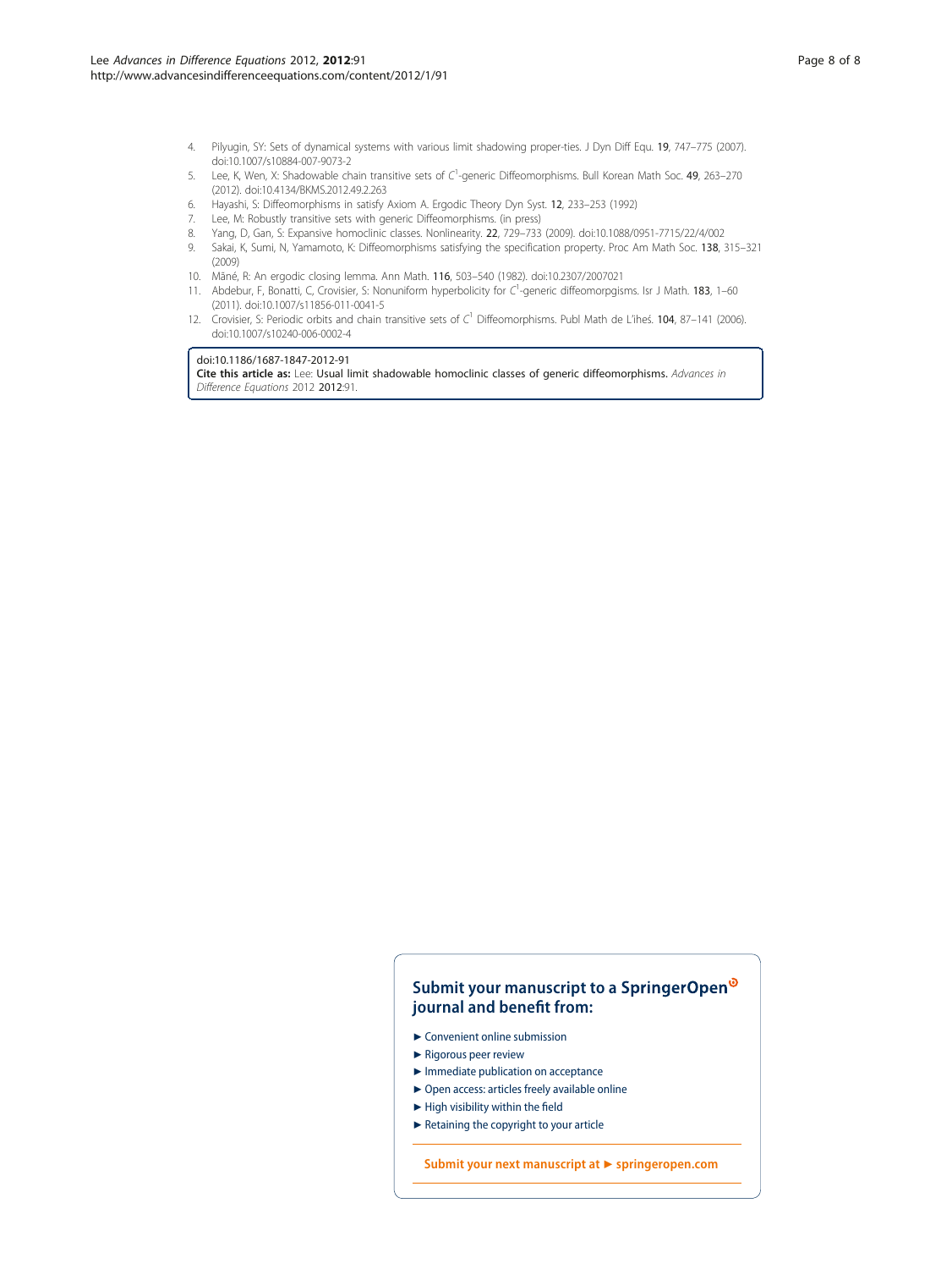4. Pilyugin, SY: Sets of dynamical systems with various limit shadowing proper-ties. J Dyn Diff Equ. **19**, 747–775 (2007). doi:10.1007/s10884-007-9073-2
5. Lee, K, Wen, X: Shadowable chain transitive sets of $C^1$-generic Diffeomorphisms. Bull Korean Math Soc. **49**, 263–270 (2012). doi:10.4134/BKMS.2012.49.2.263
6. Hayashi, S: Diffeomorphisms in satisfy Axiom A. Ergodic Theory Dyn Syst. **12**, 233–253 (1992)
7. Lee, M: Robustly transitive sets with generic Diffeomorphisms. (in press)
8. Yang, D, Gan, S: Expansive homoclinic classes. Nonlinearity. **22**, 729–733 (2009). doi:10.1088/0951-7715/22/4/002
9. Sakai, K, Sumi, N, Yamamoto, K: Diffeomorphisms satisfying the specification property. Proc Am Math Soc. **138**, 315–321 (2009)
10. Mãné, R: An ergodic closing lemma. Ann Math. **116**, 503–540 (1982). doi:10.2307/2007021
11. Abdebur, F, Bonatti, C, Crovisier, S: Nonuniform hyperbolicity for $C^1$-generic diffeomorpgisms. Isr J Math. **183**, 1–60 (2011). doi:10.1007/s11856-011-0041-5
12. Crovisier, S: Periodic orbits and chain transitive sets of $C^1$ Diffeomorphisms. Publ Math de L'iheś. **104**, 87–141 (2006). doi:10.1007/s10240-006-0002-4

doi:10.1186/1687-1847-2012-91
**Cite this article as:** Lee: Usual limit shadowable homoclinic classes of generic diffeomorphisms. *Advances in Difference Equations* 2012 **2012**:91.

**Submit your manuscript to a SpringerOpen journal and benefit from:**

- ► Convenient online submission
- ► Rigorous peer review
- ► Immediate publication on acceptance
- ► Open access: articles freely available online
- ► High visibility within the field
- ► Retaining the copyright to your article

**Submit your next manuscript at ► springeropen.com**